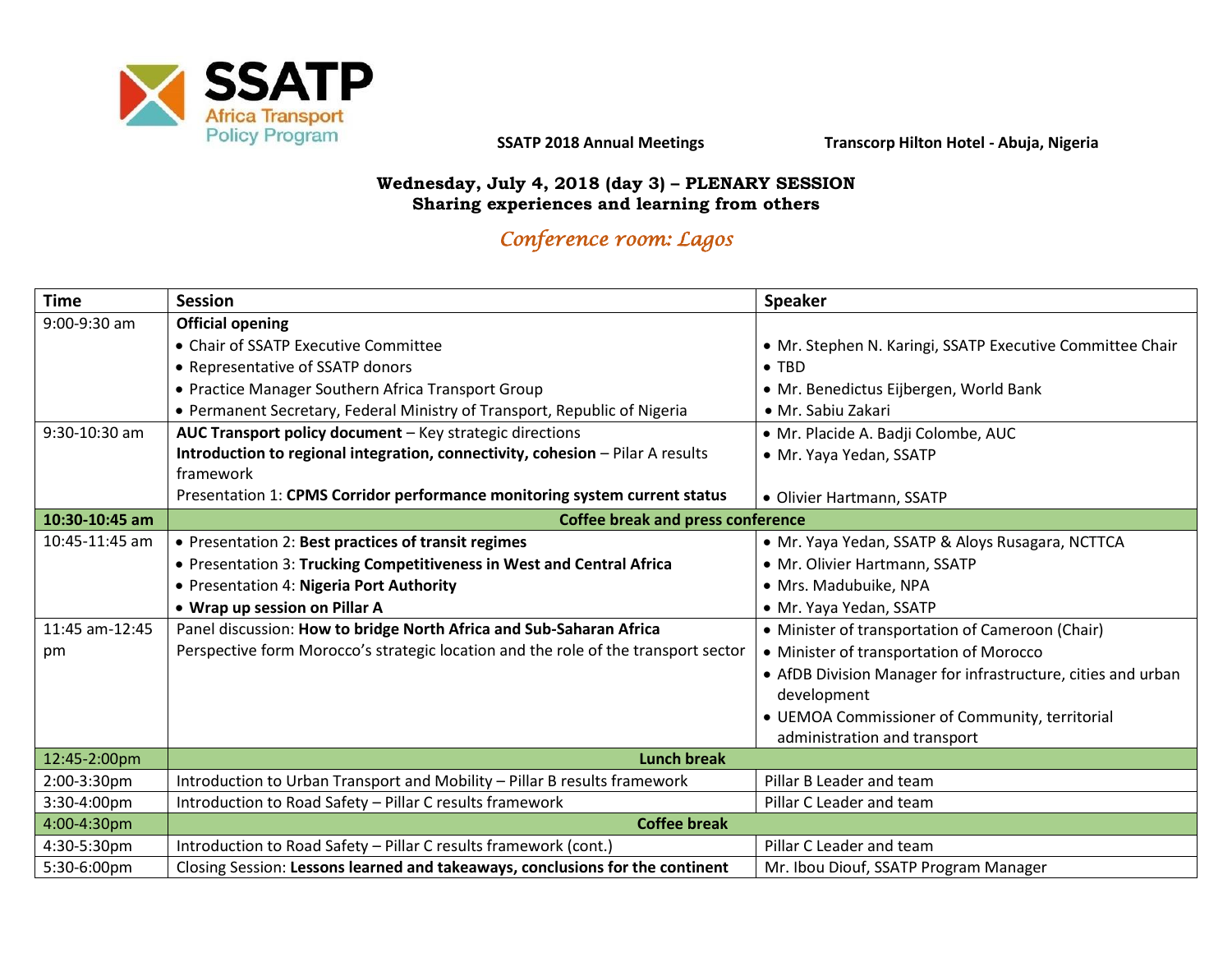SSAPT Africa Transport Policy Program

**SSATP 2018 Annual Meetings** **Transcorp Hilton Hotel - Abuja, Nigeria**

## Wednesday, July 4, 2018 (day 3) – PLENARY SESSION
## Sharing experiences and learning from others

*Conference room: Lagos*

| Time | Session | Speaker |
|---|---|---|
| 9:00-9:30 am | **Official opening**<br>• Chair of SSATP Executive Committee<br>• Representative of SSATP donors<br>• Practice Manager Southern Africa Transport Group<br>• Permanent Secretary, Federal Ministry of Transport, Republic of Nigeria | <br>• Mr. Stephen N. Karingi, SSATP Executive Committee Chair<br>• TBD<br>• Mr. Benedictus Eijbergen, World Bank<br>• Mr. Sabiu Zakari |
| 9:30-10:30 am | **AUC Transport policy document** – Key strategic directions<br>**Introduction to regional integration, connectivity, cohesion** – Pilar A results framework<br>Presentation 1: **CPMS Corridor performance monitoring system current status** | • Mr. Placide A. Badji Colombe, AUC<br>• Mr. Yaya Yedan, SSATP<br><br>• Olivier Hartmann, SSATP |
| **10:30-10:45 am** | **Coffee break and press conference** | |
| 10:45-11:45 am | • Presentation 2: **Best practices of transit regimes**<br>• Presentation 3: **Trucking Competitiveness in West and Central Africa**<br>• Presentation 4: **Nigeria Port Authority**<br>• **Wrap up session on Pillar A** | • Mr. Yaya Yedan, SSATP & Aloys Rusagara, NCTTCA<br>• Mr. Olivier Hartmann, SSATP<br>• Mrs. Madubuike, NPA<br>• Mr. Yaya Yedan, SSATP |
| 11:45 am-12:45 pm | Panel discussion: **How to bridge North Africa and Sub-Saharan Africa**<br>Perspective form Morocco's strategic location and the role of the transport sector | • Minister of transportation of Cameroon (Chair)<br>• Minister of transportation of Morocco<br>• AfDB Division Manager for infrastructure, cities and urban development<br>• UEMOA Commissioner of Community, territorial administration and transport |
| 12:45-2:00pm | **Lunch break** | |
| 2:00-3:30pm | Introduction to Urban Transport and Mobility – Pillar B results framework | Pillar B Leader and team |
| 3:30-4:00pm | Introduction to Road Safety – Pillar C results framework | Pillar C Leader and team |
| 4:00-4:30pm | **Coffee break** | |
| 4:30-5:30pm | Introduction to Road Safety – Pillar C results framework (cont.) | Pillar C Leader and team |
| 5:30-6:00pm | Closing Session: **Lessons learned and takeaways, conclusions for the continent** | Mr. Ibou Diouf, SSATP Program Manager |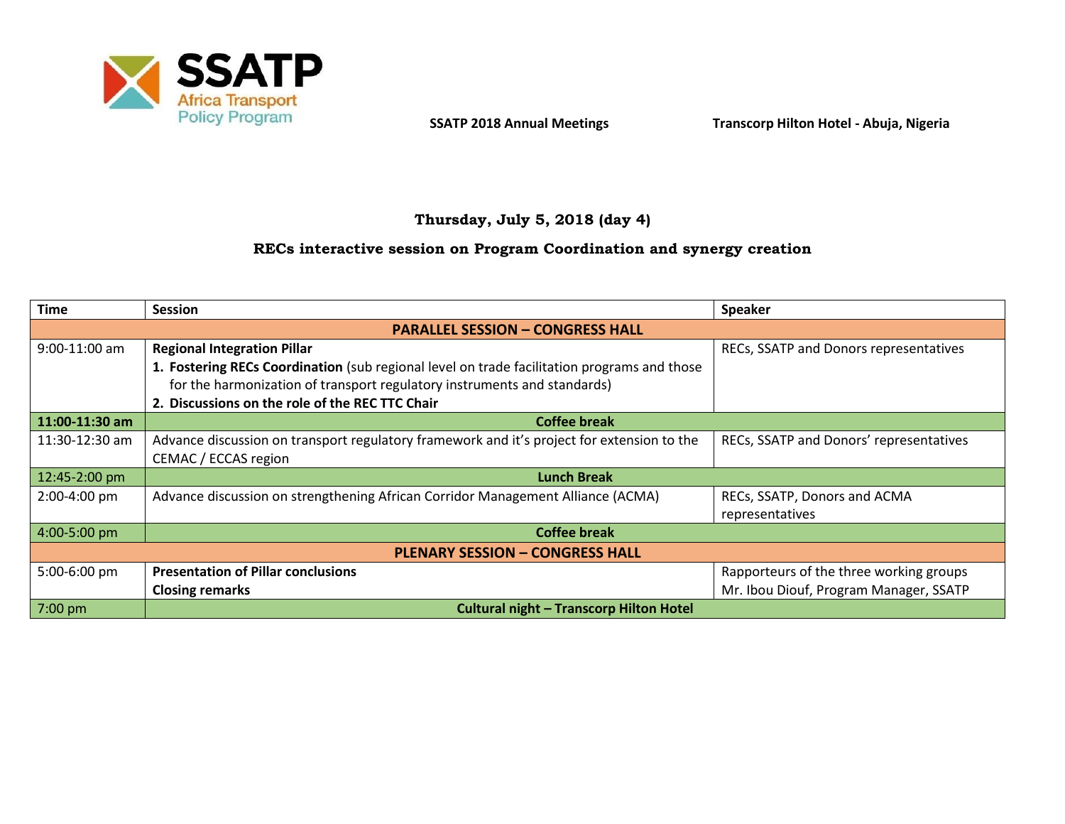SSATP Africa Transport Policy Program

**SSATP 2018 Annual Meetings** **Transcorp Hilton Hotel - Abuja, Nigeria**

## Thursday, July 5, 2018 (day 4)

## RECs interactive session on Program Coordination and synergy creation

| Time | Session | Speaker |
|---|---|---|
| | **PARALLEL SESSION – CONGRESS HALL** | |
| 9:00-11:00 am | **Regional Integration Pillar**<br>**1. Fostering RECs Coordination** (sub regional level on trade facilitation programs and those for the harmonization of transport regulatory instruments and standards)<br>**2. Discussions on the role of the REC TTC Chair** | RECs, SSATP and Donors representatives |
| **11:00-11:30 am** | **Coffee break** | |
| 11:30-12:30 am | Advance discussion on transport regulatory framework and it's project for extension to the CEMAC / ECCAS region | RECs, SSATP and Donors' representatives |
| 12:45-2:00 pm | **Lunch Break** | |
| 2:00-4:00 pm | Advance discussion on strengthening African Corridor Management Alliance (ACMA) | RECs, SSATP, Donors and ACMA representatives |
| 4:00-5:00 pm | **Coffee break** | |
| | **PLENARY SESSION – CONGRESS HALL** | |
| 5:00-6:00 pm | **Presentation of Pillar conclusions**<br>**Closing remarks** | Rapporteurs of the three working groups<br>Mr. Ibou Diouf, Program Manager, SSATP |
| 7:00 pm | **Cultural night – Transcorp Hilton Hotel** | |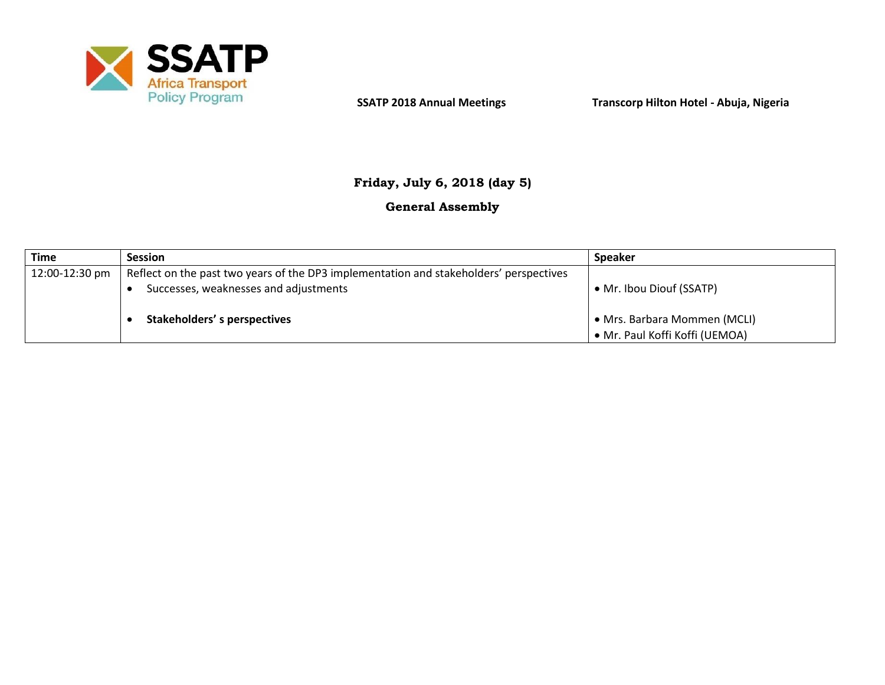SSATP 2018 Annual Meetings

Transcorp Hilton Hotel - Abuja, Nigeria

**Friday, July 6, 2018 (day 5)**

**General Assembly**

| Time | Session | Speaker |
|---|---|---|
| 12:00-12:30 pm | Reflect on the past two years of the DP3 implementation and stakeholders' perspectives<br>• Successes, weaknesses and adjustments<br><br>• **Stakeholders' s perspectives** | <br>• Mr. Ibou Diouf (SSATP)<br><br>• Mrs. Barbara Mommen (MCLI)<br>• Mr. Paul Koffi Koffi (UEMOA) |